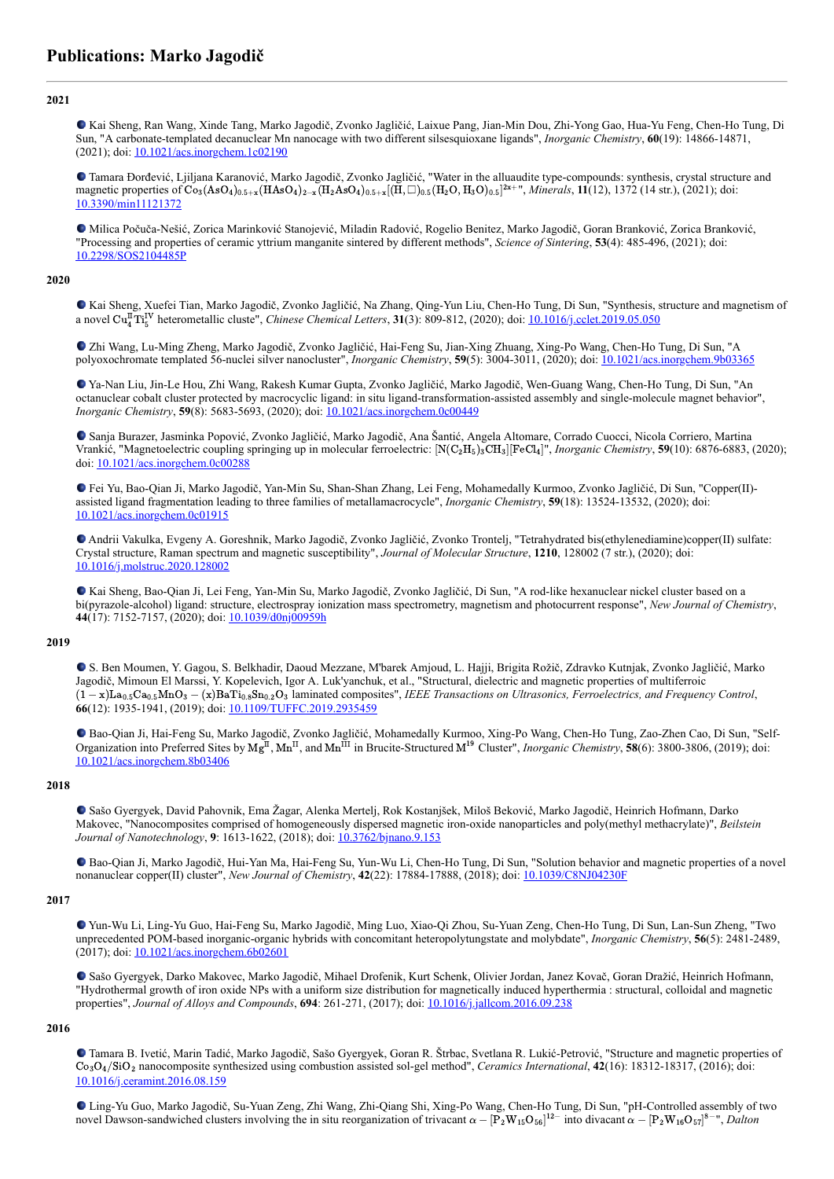# Publications: Marko Jagodič

---

### 2021

- Kai Sheng, Ran Wang, Xinde Tang, Marko Jagodič, Zvonko Jagličić, Laixue Pang, Jian-Min Dou, Zhi-Yong Gao, Hua-Yu Feng, Chen-Ho Tung, Di Sun, "A carbonate-templated decanuclear Mn nanocage with two different silsesquioxane ligands", *Inorganic Chemistry*, **60**(19): 14866-14871, (2021); doi: 10.1021/acs.inorgchem.1c02190

- Tamara Đorđević, Ljiljana Karanović, Marko Jagodič, Zvonko Jagličić, "Water in the alluaudite type-compounds: synthesis, crystal structure and magnetic properties of $Co_3(AsO_4)_{0.5+x}(HAsO_4)_{2-x}(H_2AsO_4)_{0.5+x}[(H,\square)_{0.5}(H_2O,H_3O)_{0.5}]^{2x+}$", *Minerals*, **11**(12), 1372 (14 str.), (2021); doi: 10.3390/min11121372

- Milica Počuča-Nešić, Zorica Marinković Stanojević, Miladin Radović, Rogelio Benitez, Marko Jagodič, Goran Branković, Zorica Branković, "Processing and properties of ceramic yttrium manganite sintered by different methods", *Science of Sintering*, **53**(4): 485-496, (2021); doi: 10.2298/SOS2104485P

### 2020

- Kai Sheng, Xuefei Tian, Marko Jagodič, Zvonko Jagličić, Na Zhang, Qing-Yun Liu, Chen-Ho Tung, Di Sun, "Synthesis, structure and magnetism of a novel $Cu^{II}_4Ti^{IV}_5$ heterometallic cluste", *Chinese Chemical Letters*, **31**(3): 809-812, (2020); doi: 10.1016/j.cclet.2019.05.050

- Zhi Wang, Lu-Ming Zheng, Marko Jagodič, Zvonko Jagličić, Hai-Feng Su, Jian-Xing Zhuang, Xing-Po Wang, Chen-Ho Tung, Di Sun, "A polyoxochromate templated 56-nuclei silver nanocluster", *Inorganic Chemistry*, **59**(5): 3004-3011, (2020); doi: 10.1021/acs.inorgchem.9b03365

- Ya-Nan Liu, Jin-Le Hou, Zhi Wang, Rakesh Kumar Gupta, Zvonko Jagličić, Marko Jagodič, Wen-Guang Wang, Chen-Ho Tung, Di Sun, "An octanuclear cobalt cluster protected by macrocyclic ligand: in situ ligand-transformation-assisted assembly and single-molecule magnet behavior", *Inorganic Chemistry*, **59**(8): 5683-5693, (2020); doi: 10.1021/acs.inorgchem.0c00449

- Sanja Burazer, Jasminka Popović, Zvonko Jagličić, Marko Jagodič, Ana Šantić, Angela Altomare, Corrado Cuocci, Nicola Corriero, Martina Vrankić, "Magnetoelectric coupling springing up in molecular ferroelectric: $[N(C_2H_5)_3CH_3][FeCl_4]$", *Inorganic Chemistry*, **59**(10): 6876-6883, (2020); doi: 10.1021/acs.inorgchem.0c00288

- Fei Yu, Bao-Qian Ji, Marko Jagodič, Yan-Min Su, Shan-Shan Zhang, Lei Feng, Mohamedally Kurmoo, Zvonko Jagličić, Di Sun, "Copper(II)-assisted ligand fragmentation leading to three families of metallamacrocycle", *Inorganic Chemistry*, **59**(18): 13524-13532, (2020); doi: 10.1021/acs.inorgchem.0c01915

- Andrii Vakulka, Evgeny A. Goreshnik, Marko Jagodič, Zvonko Jagličić, Zvonko Trontelj, "Tetrahydrated bis(ethylenediamine)copper(II) sulfate: Crystal structure, Raman spectrum and magnetic susceptibility", *Journal of Molecular Structure*, **1210**, 128002 (7 str.), (2020); doi: 10.1016/j.molstruc.2020.128002

- Kai Sheng, Bao-Qian Ji, Lei Feng, Yan-Min Su, Marko Jagodič, Zvonko Jagličić, Di Sun, "A rod-like hexanuclear nickel cluster based on a bi(pyrazole-alcohol) ligand: structure, electrospray ionization mass spectrometry, magnetism and photocurrent response", *New Journal of Chemistry*, **44**(17): 7152-7157, (2020); doi: 10.1039/d0nj00959h

### 2019

- S. Ben Moumen, Y. Gagou, S. Belkhadir, Daoud Mezzane, M'barek Amjoud, L. Hajji, Brigita Rožič, Zdravko Kutnjak, Zvonko Jagličić, Marko Jagodič, Mimoun El Marssi, Y. Kopelevich, Igor A. Luk'yanchuk, et al., "Structural, dielectric and magnetic properties of multiferroic $(1-x)La_{0.5}Ca_{0.5}MnO_3-(x)BaTi_{0.8}Sn_{0.2}O_3$ laminated composites", *IEEE Transactions on Ultrasonics, Ferroelectrics, and Frequency Control*, **66**(12): 1935-1941, (2019); doi: 10.1109/TUFFC.2019.2935459

- Bao-Qian Ji, Hai-Feng Su, Marko Jagodič, Zvonko Jagličić, Mohamedally Kurmoo, Xing-Po Wang, Chen-Ho Tung, Zao-Zhen Cao, Di Sun, "Self-Organization into Preferred Sites by $Mg^{II}$, $Mn^{II}$, and $Mn^{III}$ in Brucite-Structured $M^{19}$ Cluster", *Inorganic Chemistry*, **58**(6): 3800-3806, (2019); doi: 10.1021/acs.inorgchem.8b03406

### 2018

- Sašo Gyergyek, David Pahovnik, Ema Žagar, Alenka Mertelj, Rok Kostanjšek, Miloš Beković, Marko Jagodič, Heinrich Hofmann, Darko Makovec, "Nanocomposites comprised of homogeneously dispersed magnetic iron-oxide nanoparticles and poly(methyl methacrylate)", *Beilstein Journal of Nanotechnology*, **9**: 1613-1622, (2018); doi: 10.3762/bjnano.9.153

- Bao-Qian Ji, Marko Jagodič, Hui-Yan Ma, Hai-Feng Su, Yun-Wu Li, Chen-Ho Tung, Di Sun, "Solution behavior and magnetic properties of a novel nonanuclear copper(II) cluster", *New Journal of Chemistry*, **42**(22): 17884-17888, (2018); doi: 10.1039/C8NJ04230F

### 2017

- Yun-Wu Li, Ling-Yu Guo, Hai-Feng Su, Marko Jagodič, Ming Luo, Xiao-Qi Zhou, Su-Yuan Zeng, Chen-Ho Tung, Di Sun, Lan-Sun Zheng, "Two unprecedented POM-based inorganic-organic hybrids with concomitant heteropolytungstate and molybdate", *Inorganic Chemistry*, **56**(5): 2481-2489, (2017); doi: 10.1021/acs.inorgchem.6b02601

- Sašo Gyergyek, Darko Makovec, Marko Jagodič, Mihael Drofenik, Kurt Schenk, Olivier Jordan, Janez Kovač, Goran Dražić, Heinrich Hofmann, "Hydrothermal growth of iron oxide NPs with a uniform size distribution for magnetically induced hyperthermia : structural, colloidal and magnetic properties", *Journal of Alloys and Compounds*, **694**: 261-271, (2017); doi: 10.1016/j.jallcom.2016.09.238

### 2016

- Tamara B. Ivetić, Marin Tadić, Marko Jagodič, Sašo Gyergyek, Goran R. Štrbac, Svetlana R. Lukić-Petrović, "Structure and magnetic properties of $Co_3O_4/SiO_2$ nanocomposite synthesized using combustion assisted sol-gel method", *Ceramics International*, **42**(16): 18312-18317, (2016); doi: 10.1016/j.ceramint.2016.08.159

- Ling-Yu Guo, Marko Jagodič, Su-Yuan Zeng, Zhi Wang, Zhi-Qiang Shi, Xing-Po Wang, Chen-Ho Tung, Di Sun, "pH-Controlled assembly of two novel Dawson-sandwiched clusters involving the in situ reorganization of trivacant $\alpha-[P_2W_{15}O_{56}]^{12-}$ into divacant $\alpha-[P_2W_{16}O_{57}]^{8-}$", *Dalton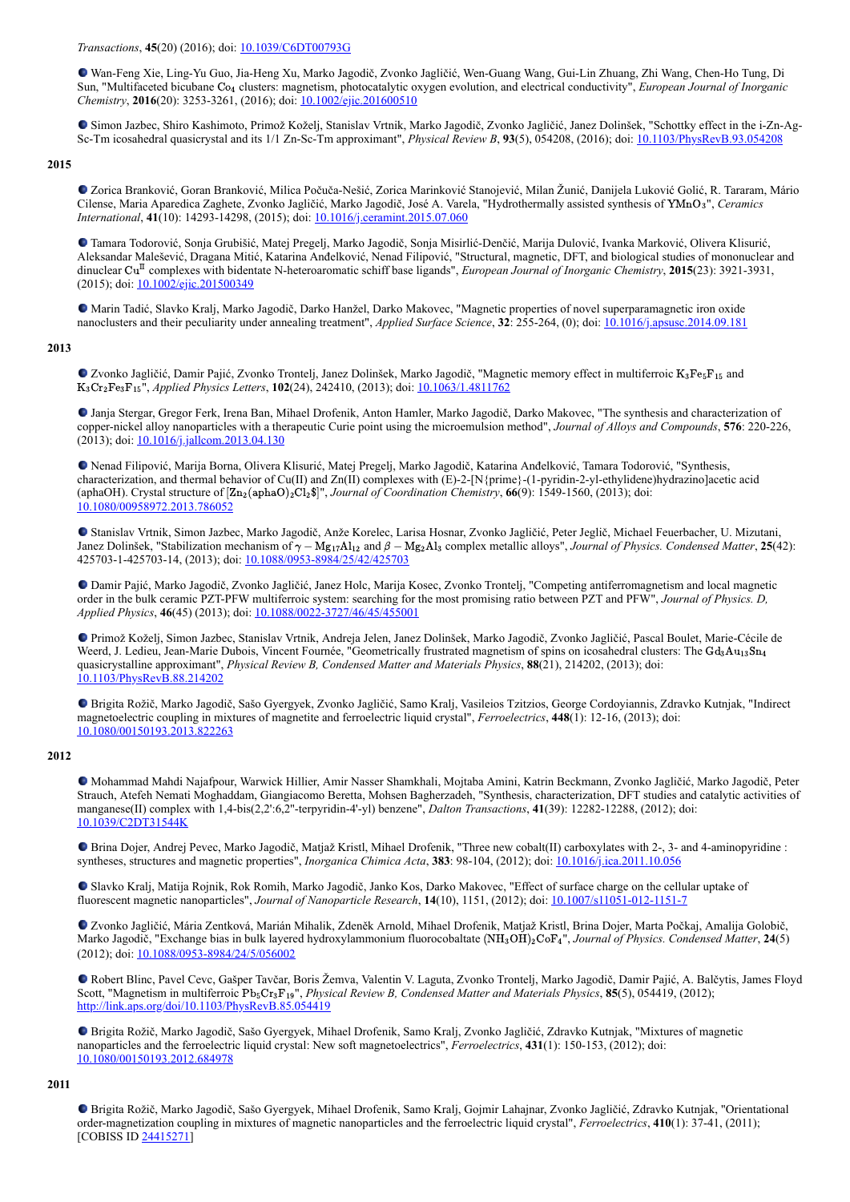*Transactions*, **45**(20) (2016); doi: 10.1039/C6DT00793G

- Wan-Feng Xie, Ling-Yu Guo, Jia-Heng Xu, Marko Jagodič, Zvonko Jagličić, Wen-Guang Wang, Gui-Lin Zhuang, Zhi Wang, Chen-Ho Tung, Di Sun, "Multifaceted bicubane $Co_4$ clusters: magnetism, photocatalytic oxygen evolution, and electrical conductivity", *European Journal of Inorganic Chemistry*, **2016**(20): 3253-3261, (2016); doi: 10.1002/ejic.201600510

- Simon Jazbec, Shiro Kashimoto, Primož Koželj, Stanislav Vrtnik, Marko Jagodič, Zvonko Jagličić, Janez Dolinšek, "Schottky effect in the i-Zn-Ag-Sc-Tm icosahedral quasicrystal and its 1/1 Zn-Sc-Tm approximant", *Physical Review B*, **93**(5), 054208, (2016); doi: 10.1103/PhysRevB.93.054208

## 2015

- Zorica Branković, Goran Branković, Milica Počuča-Nešić, Zorica Marinković Stanojević, Milan Žunić, Danijela Luković Golić, R. Tararam, Mário Cilense, Maria Aparedica Zaghete, Zvonko Jagličić, Marko Jagodič, José A. Varela, "Hydrothermally assisted synthesis of $YMnO_3$", *Ceramics International*, **41**(10): 14293-14298, (2015); doi: 10.1016/j.ceramint.2015.07.060

- Tamara Todorović, Sonja Grubišić, Matej Pregelj, Marko Jagodič, Sonja Misirlić-Denčić, Marija Dulović, Ivanka Marković, Olivera Klisurić, Aleksandar Malešević, Dragana Mitić, Katarina Anđelković, Nenad Filipović, "Structural, magnetic, DFT, and biological studies of mononuclear and dinuclear $Cu^{II}$ complexes with bidentate N-heteroaromatic schiff base ligands", *European Journal of Inorganic Chemistry*, **2015**(23): 3921-3931, (2015); doi: 10.1002/ejic.201500349

- Marin Tadić, Slavko Kralj, Marko Jagodič, Darko Hanžel, Darko Makovec, "Magnetic properties of novel superparamagnetic iron oxide nanoclusters and their peculiarity under annealing treatment", *Applied Surface Science*, **32**: 255-264, (0); doi: 10.1016/j.apsusc.2014.09.181

## 2013

- Zvonko Jagličić, Damir Pajić, Zvonko Trontelj, Janez Dolinšek, Marko Jagodič, "Magnetic memory effect in multiferroic $K_3Fe_5F_{15}$ and $K_3Cr_2Fe_3F_{15}$", *Applied Physics Letters*, **102**(24), 242410, (2013); doi: 10.1063/1.4811762

- Janja Stergar, Gregor Ferk, Irena Ban, Mihael Drofenik, Anton Hamler, Marko Jagodič, Darko Makovec, "The synthesis and characterization of copper-nickel alloy nanoparticles with a therapeutic Curie point using the microemulsion method", *Journal of Alloys and Compounds*, **576**: 220-226, (2013); doi: 10.1016/j.jallcom.2013.04.130

- Nenad Filipović, Marija Borna, Olivera Klisurić, Matej Pregelj, Marko Jagodič, Katarina Anđelković, Tamara Todorović, "Synthesis, characterization, and thermal behavior of Cu(II) and Zn(II) complexes with (E)-2-[N{prime}-(1-pyridin-2-yl-ethylidene)hydrazino]acetic acid (aphaOH). Crystal structure of $[Zn_2(aphaO)_2Cl_2\$]$", *Journal of Coordination Chemistry*, **66**(9): 1549-1560, (2013); doi: 10.1080/00958972.2013.786052

- Stanislav Vrtnik, Simon Jazbec, Marko Jagodič, Anže Korelec, Larisa Hosnar, Zvonko Jagličić, Peter Jeglič, Michael Feuerbacher, U. Mizutani, Janez Dolinšek, "Stabilization mechanism of $\gamma - Mg_{17}Al_{12}$ and $\beta - Mg_2Al_3$ complex metallic alloys", *Journal of Physics. Condensed Matter*, **25**(42): 425703-1-425703-14, (2013); doi: 10.1088/0953-8984/25/42/425703

- Damir Pajić, Marko Jagodič, Zvonko Jagličić, Janez Holc, Marija Kosec, Zvonko Trontelj, "Competing antiferromagnetism and local magnetic order in the bulk ceramic PZT-PFW multiferroic system: searching for the most promising ratio between PZT and PFW", *Journal of Physics. D, Applied Physics*, **46**(45) (2013); doi: 10.1088/0022-3727/46/45/455001

- Primož Koželj, Simon Jazbec, Stanislav Vrtnik, Andreja Jelen, Janez Dolinšek, Marko Jagodič, Zvonko Jagličić, Pascal Boulet, Marie-Cécile de Weerd, J. Ledieu, Jean-Marie Dubois, Vincent Fournée, "Geometrically frustrated magnetism of spins on icosahedral clusters: The $Gd_3Au_{13}Sn_4$ quasicrystalline approximant", *Physical Review B, Condensed Matter and Materials Physics*, **88**(21), 214202, (2013); doi: 10.1103/PhysRevB.88.214202

- Brigita Rožič, Marko Jagodič, Sašo Gyergyek, Zvonko Jagličić, Samo Kralj, Vasileios Tzitzios, George Cordoyiannis, Zdravko Kutnjak, "Indirect magnetoelectric coupling in mixtures of magnetite and ferroelectric liquid crystal", *Ferroelectrics*, **448**(1): 12-16, (2013); doi: 10.1080/00150193.2013.822263

## 2012

- Mohammad Mahdi Najafpour, Warwick Hillier, Amir Nasser Shamkhali, Mojtaba Amini, Katrin Beckmann, Zvonko Jagličić, Marko Jagodič, Peter Strauch, Atefeh Nemati Moghaddam, Giangiacomo Beretta, Mohsen Bagherzadeh, "Synthesis, characterization, DFT studies and catalytic activities of manganese(II) complex with 1,4-bis(2,2':6,2''-terpyridin-4'-yl) benzene", *Dalton Transactions*, **41**(39): 12282-12288, (2012); doi: 10.1039/C2DT31544K

- Brina Dojer, Andrej Pevec, Marko Jagodič, Matjaž Kristl, Mihael Drofenik, "Three new cobalt(II) carboxylates with 2-, 3- and 4-aminopyridine : syntheses, structures and magnetic properties", *Inorganica Chimica Acta*, **383**: 98-104, (2012); doi: 10.1016/j.ica.2011.10.056

- Slavko Kralj, Matija Rojnik, Rok Romih, Marko Jagodič, Janko Kos, Darko Makovec, "Effect of surface charge on the cellular uptake of fluorescent magnetic nanoparticles", *Journal of Nanoparticle Research*, **14**(10), 1151, (2012); doi: 10.1007/s11051-012-1151-7

- Zvonko Jagličić, Mária Zentková, Marián Mihalik, Zdeněk Arnold, Mihael Drofenik, Matjaž Kristl, Brina Dojer, Marta Počkaj, Amalija Golobič, Marko Jagodič, "Exchange bias in bulk layered hydroxylammonium fluorocobaltate $(NH_3OH)_2CoF_4$", *Journal of Physics. Condensed Matter*, **24**(5) (2012); doi: 10.1088/0953-8984/24/5/056002

- Robert Blinc, Pavel Cevc, Gašper Tavčar, Boris Žemva, Valentin V. Laguta, Zvonko Trontelj, Marko Jagodič, Damir Pajić, A. Balčytis, James Floyd Scott, "Magnetism in multiferroic $Pb_5Cr_3F_{19}$", *Physical Review B, Condensed Matter and Materials Physics*, **85**(5), 054419, (2012); http://link.aps.org/doi/10.1103/PhysRevB.85.054419

- Brigita Rožič, Marko Jagodič, Sašo Gyergyek, Mihael Drofenik, Samo Kralj, Zvonko Jagličić, Zdravko Kutnjak, "Mixtures of magnetic nanoparticles and the ferroelectric liquid crystal: New soft magnetoelectrics", *Ferroelectrics*, **431**(1): 150-153, (2012); doi: 10.1080/00150193.2012.684978

## 2011

- Brigita Rožič, Marko Jagodič, Sašo Gyergyek, Mihael Drofenik, Samo Kralj, Gojmir Lahajnar, Zvonko Jagličić, Zdravko Kutnjak, "Orientational order-magnetization coupling in mixtures of magnetic nanoparticles and the ferroelectric liquid crystal", *Ferroelectrics*, **410**(1): 37-41, (2011); [COBISS ID 24415271]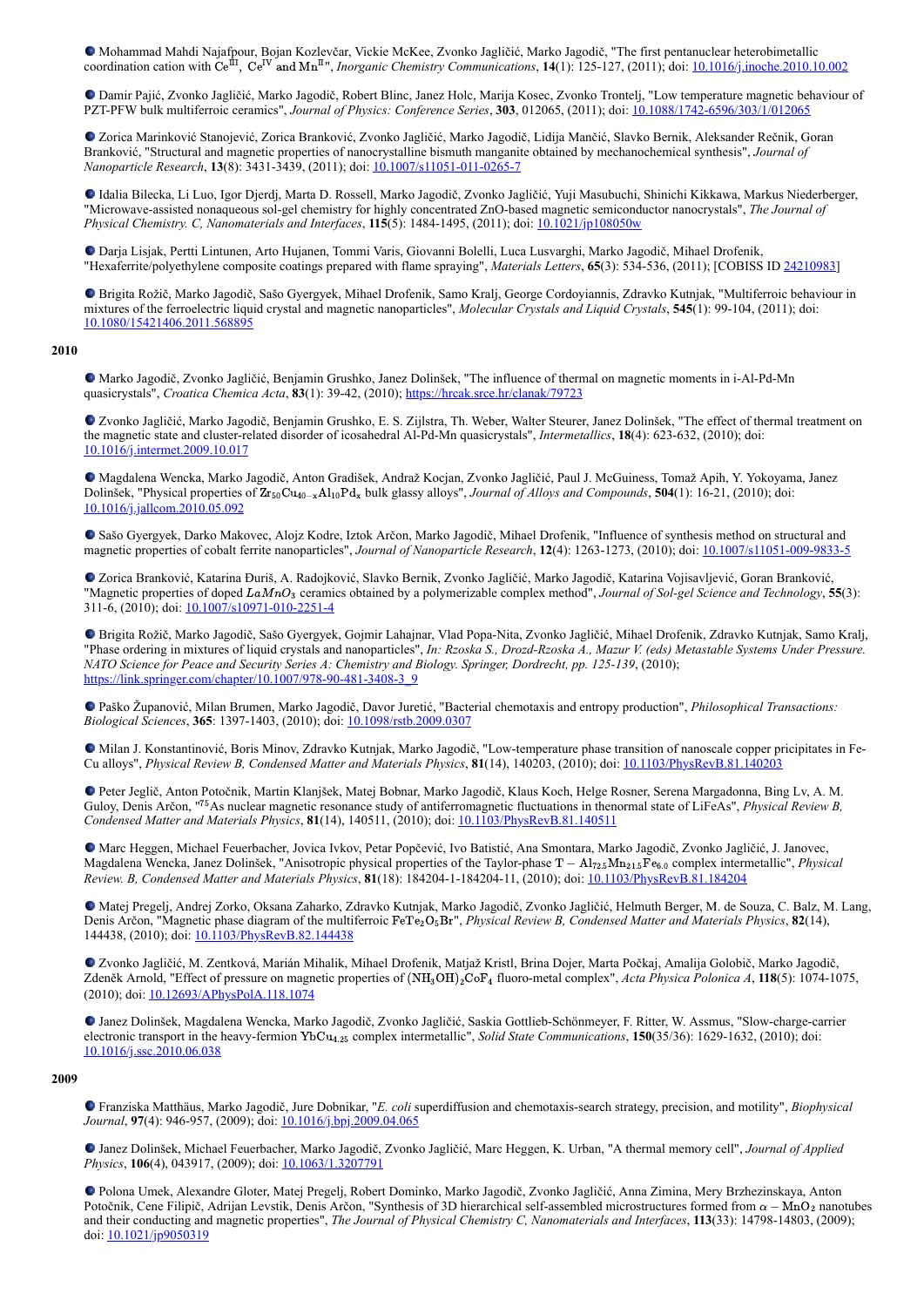- Mohammad Mahdi Najafpour, Bojan Kozlevčar, Vickie McKee, Zvonko Jagličić, Marko Jagodič, "The first pentanuclear heterobimetallic coordination cation with $Ce^{III}$, $Ce^{IV}$ and $Mn^{II}$", *Inorganic Chemistry Communications*, **14**(1): 125-127, (2011); doi: 10.1016/j.inoche.2010.10.002

- Damir Pajić, Zvonko Jagličić, Marko Jagodič, Robert Blinc, Janez Holc, Marija Kosec, Zvonko Trontelj, "Low temperature magnetic behaviour of PZT-PFW bulk multiferroic ceramics", *Journal of Physics: Conference Series*, **303**, 012065, (2011); doi: 10.1088/1742-6596/303/1/012065

- Zorica Marinković Stanojević, Zorica Branković, Zvonko Jagličić, Marko Jagodič, Lidija Mančić, Slavko Bernik, Aleksander Rečnik, Goran Branković, "Structural and magnetic properties of nanocrystalline bismuth manganite obtained by mechanochemical synthesis", *Journal of Nanoparticle Research*, **13**(8): 3431-3439, (2011); doi: 10.1007/s11051-011-0265-7

- Idalia Bilecka, Li Luo, Igor Djerdj, Marta D. Rossell, Marko Jagodič, Zvonko Jagličić, Yuji Masubuchi, Shinichi Kikkawa, Markus Niederberger, "Microwave-assisted nonaqueous sol-gel chemistry for highly concentrated ZnO-based magnetic semiconductor nanocrystals", *The Journal of Physical Chemistry. C, Nanomaterials and Interfaces*, **115**(5): 1484-1495, (2011); doi: 10.1021/jp108050w

- Darja Lisjak, Pertti Lintunen, Arto Hujanen, Tommi Varis, Giovanni Bolelli, Luca Lusvarghi, Marko Jagodič, Mihael Drofenik, "Hexaferrite/polyethylene composite coatings prepared with flame spraying", *Materials Letters*, **65**(3): 534-536, (2011); [COBISS ID 24210983]

- Brigita Rožič, Marko Jagodič, Sašo Gyergyek, Mihael Drofenik, Samo Kralj, George Cordoyiannis, Zdravko Kutnjak, "Multiferroic behaviour in mixtures of the ferroelectric liquid crystal and magnetic nanoparticles", *Molecular Crystals and Liquid Crystals*, **545**(1): 99-104, (2011); doi: 10.1080/15421406.2011.568895

## 2010

- Marko Jagodič, Zvonko Jagličić, Benjamin Grushko, Janez Dolinšek, "The influence of thermal on magnetic moments in i-Al-Pd-Mn quasicrystals", *Croatica Chemica Acta*, **83**(1): 39-42, (2010); https://hrcak.srce.hr/clanak/79723

- Zvonko Jagličić, Marko Jagodič, Benjamin Grushko, E. S. Zijlstra, Th. Weber, Walter Steurer, Janez Dolinšek, "The effect of thermal treatment on the magnetic state and cluster-related disorder of icosahedral Al-Pd-Mn quasicrystals", *Intermetallics*, **18**(4): 623-632, (2010); doi: 10.1016/j.intermet.2009.10.017

- Magdalena Wencka, Marko Jagodič, Anton Gradišek, Andraž Kocjan, Zvonko Jagličić, Paul J. McGuiness, Tomaž Apih, Y. Yokoyama, Janez Dolinšek, "Physical properties of $Zr_{50}Cu_{40-x}Al_{10}Pd_x$ bulk glassy alloys", *Journal of Alloys and Compounds*, **504**(1): 16-21, (2010); doi: 10.1016/j.jallcom.2010.05.092

- Sašo Gyergyek, Darko Makovec, Alojz Kodre, Iztok Arčon, Marko Jagodič, Mihael Drofenik, "Influence of synthesis method on structural and magnetic properties of cobalt ferrite nanoparticles", *Journal of Nanoparticle Research*, **12**(4): 1263-1273, (2010); doi: 10.1007/s11051-009-9833-5

- Zorica Branković, Katarina Đuriš, A. Radojković, Slavko Bernik, Zvonko Jagličić, Marko Jagodič, Katarina Vojisavljević, Goran Branković, "Magnetic properties of doped $LaMnO_3$ ceramics obtained by a polymerizable complex method", *Journal of Sol-gel Science and Technology*, **55**(3): 311-6, (2010); doi: 10.1007/s10971-010-2251-4

- Brigita Rožič, Marko Jagodič, Sašo Gyergyek, Gojmir Lahajnar, Vlad Popa-Nita, Zvonko Jagličić, Mihael Drofenik, Zdravko Kutnjak, Samo Kralj, "Phase ordering in mixtures of liquid crystals and nanoparticles", *In: Rzoska S., Drozd-Rzoska A., Mazur V. (eds) Metastable Systems Under Pressure. NATO Science for Peace and Security Series A: Chemistry and Biology. Springer, Dordrecht, pp. 125-139*, (2010); https://link.springer.com/chapter/10.1007/978-90-481-3408-3_9

- Paško Županović, Milan Brumen, Marko Jagodič, Davor Juretić, "Bacterial chemotaxis and entropy production", *Philosophical Transactions: Biological Sciences*, **365**: 1397-1403, (2010); doi: 10.1098/rstb.2009.0307

- Milan J. Konstantinović, Boris Minov, Zdravko Kutnjak, Marko Jagodič, "Low-temperature phase transition of nanoscale copper pricipitates in Fe-Cu alloys", *Physical Review B, Condensed Matter and Materials Physics*, **81**(14), 140203, (2010); doi: 10.1103/PhysRevB.81.140203

- Peter Jeglič, Anton Potočnik, Martin Klanjšek, Matej Bobnar, Marko Jagodič, Klaus Koch, Helge Rosner, Serena Margadonna, Bing Lv, A. M. Guloy, Denis Arčon, "$^{75}$As nuclear magnetic resonance study of antiferromagnetic fluctuations in thenormal state of LiFeAs", *Physical Review B, Condensed Matter and Materials Physics*, **81**(14), 140511, (2010); doi: 10.1103/PhysRevB.81.140511

- Marc Heggen, Michael Feuerbacher, Jovica Ivkov, Petar Popčević, Ivo Batistić, Ana Smontara, Marko Jagodič, Zvonko Jagličić, J. Janovec, Magdalena Wencka, Janez Dolinšek, "Anisotropic physical properties of the Taylor-phase $T-Al_{72.5}Mn_{21.5}Fe_{6.0}$ complex intermetallic", *Physical Review. B, Condensed Matter and Materials Physics*, **81**(18): 184204-1-184204-11, (2010); doi: 10.1103/PhysRevB.81.184204

- Matej Pregelj, Andrej Zorko, Oksana Zaharko, Zdravko Kutnjak, Marko Jagodič, Zvonko Jagličić, Helmuth Berger, M. de Souza, C. Balz, M. Lang, Denis Arčon, "Magnetic phase diagram of the multiferroic $FeTe_2O_5Br$", *Physical Review B, Condensed Matter and Materials Physics*, **82**(14), 144438, (2010); doi: 10.1103/PhysRevB.82.144438

- Zvonko Jagličić, M. Zentková, Marián Mihalik, Mihael Drofenik, Matjaž Kristl, Brina Dojer, Marta Počkaj, Amalija Golobič, Marko Jagodič, Zdeněk Arnold, "Effect of pressure on magnetic properties of $(NH_3OH)_2CoF_4$ fluoro-metal complex", *Acta Physica Polonica A*, **118**(5): 1074-1075, (2010); doi: 10.12693/APhysPolA.118.1074

- Janez Dolinšek, Magdalena Wencka, Marko Jagodič, Zvonko Jagličić, Saskia Gottlieb-Schönmeyer, F. Ritter, W. Assmus, "Slow-charge-carrier electronic transport in the heavy-fermion $YbCu_{4.25}$ complex intermetallic", *Solid State Communications*, **150**(35/36): 1629-1632, (2010); doi: 10.1016/j.ssc.2010.06.038

## 2009

- Franziska Matthäus, Marko Jagodič, Jure Dobnikar, "*E. coli* superdiffusion and chemotaxis-search strategy, precision, and motility", *Biophysical Journal*, **97**(4): 946-957, (2009); doi: 10.1016/j.bpj.2009.04.065

- Janez Dolinšek, Michael Feuerbacher, Marko Jagodič, Zvonko Jagličić, Marc Heggen, K. Urban, "A thermal memory cell", *Journal of Applied Physics*, **106**(4), 043917, (2009); doi: 10.1063/1.3207791

- Polona Umek, Alexandre Gloter, Matej Pregelj, Robert Dominko, Marko Jagodič, Zvonko Jagličić, Anna Zimina, Mery Brzhezinskaya, Anton Potočnik, Cene Filipič, Adrijan Levstik, Denis Arčon, "Synthesis of 3D hierarchical self-assembled microstructures formed from $\alpha-MnO_2$ nanotubes and their conducting and magnetic properties", *The Journal of Physical Chemistry C, Nanomaterials and Interfaces*, **113**(33): 14798-14803, (2009); doi: 10.1021/jp9050319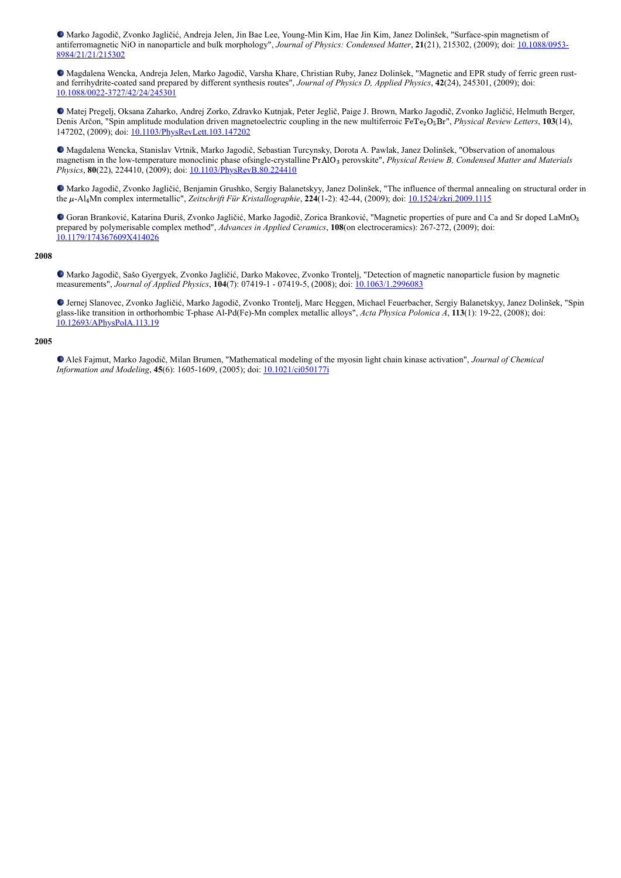- Marko Jagodič, Zvonko Jagličić, Andreja Jelen, Jin Bae Lee, Young-Min Kim, Hae Jin Kim, Janez Dolinšek, "Surface-spin magnetism of antiferromagnetic NiO in nanoparticle and bulk morphology", *Journal of Physics: Condensed Matter*, **21**(21), 215302, (2009); doi: 10.1088/0953-8984/21/21/215302

- Magdalena Wencka, Andreja Jelen, Marko Jagodič, Varsha Khare, Christian Ruby, Janez Dolinšek, "Magnetic and EPR study of ferric green rust- and ferrihydrite-coated sand prepared by different synthesis routes", *Journal of Physics D, Applied Physics*, **42**(24), 245301, (2009); doi: 10.1088/0022-3727/42/24/245301

- Matej Pregelj, Oksana Zaharko, Andrej Zorko, Zdravko Kutnjak, Peter Jeglič, Paige J. Brown, Marko Jagodič, Zvonko Jagličić, Helmuth Berger, Denis Arčon, "Spin amplitude modulation driven magnetoelectric coupling in the new multiferroic $FeTe_2O_5Br$", *Physical Review Letters*, **103**(14), 147202, (2009); doi: 10.1103/PhysRevLett.103.147202

- Magdalena Wencka, Stanislav Vrtnik, Marko Jagodič, Sebastian Turcynsky, Dorota A. Pawlak, Janez Dolinšek, "Observation of anomalous magnetism in the low-temperature monoclinic phase ofsingle-crystalline $PrAlO_3$ perovskite", *Physical Review B, Condensed Matter and Materials Physics*, **80**(22), 224410, (2009); doi: 10.1103/PhysRevB.80.224410

- Marko Jagodič, Zvonko Jagličić, Benjamin Grushko, Sergiy Balanetskyy, Janez Dolinšek, "The influence of thermal annealing on structural order in the $\mu$-$Al_4Mn$ complex intermetallic", *Zeitschrift Für Kristallographie*, **224**(1-2): 42-44, (2009); doi: 10.1524/zkri.2009.1115

- Goran Branković, Katarina Đuriš, Zvonko Jagličić, Marko Jagodič, Zorica Branković, "Magnetic properties of pure and Ca and Sr doped $LaMnO_3$ prepared by polymerisable complex method", *Advances in Applied Ceramics*, **108**(on electroceramics): 267-272, (2009); doi: 10.1179/174367609X414026

**2008**

- Marko Jagodič, Sašo Gyergyek, Zvonko Jagličić, Darko Makovec, Zvonko Trontelj, "Detection of magnetic nanoparticle fusion by magnetic measurements", *Journal of Applied Physics*, **104**(7): 07419-1 - 07419-5, (2008); doi: 10.1063/1.2996083

- Jernej Slanovec, Zvonko Jagličić, Marko Jagodič, Zvonko Trontelj, Marc Heggen, Michael Feuerbacher, Sergiy Balanetskyy, Janez Dolinšek, "Spin glass-like transition in orthorhombic T-phase Al-Pd(Fe)-Mn complex metallic alloys", *Acta Physica Polonica A*, **113**(1): 19-22, (2008); doi: 10.12693/APhysPolA.113.19

**2005**

- Aleš Fajmut, Marko Jagodič, Milan Brumen, "Mathematical modeling of the myosin light chain kinase activation", *Journal of Chemical Information and Modeling*, **45**(6): 1605-1609, (2005); doi: 10.1021/ci050177i